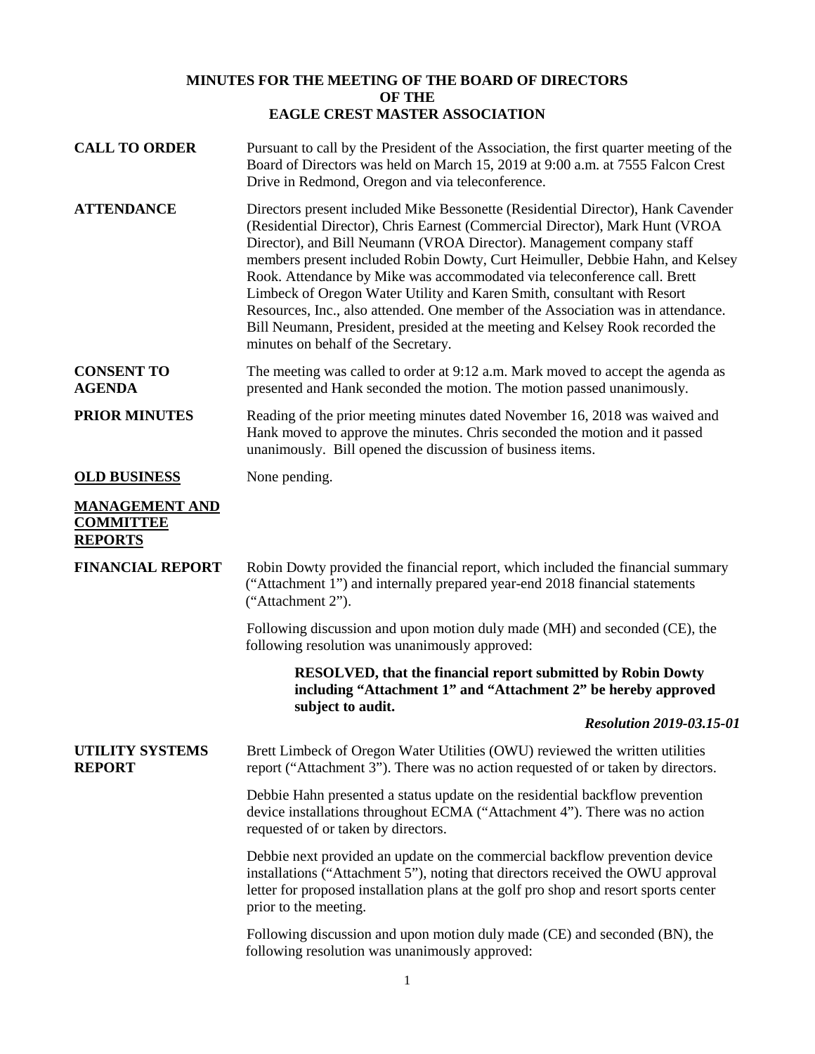# MINUTES FOR THE MEETING OF THE BOARD OF DIRECTORS OF THE EAGLE CREST MASTER ASSOCIATION

**CALL TO ORDER**

Pursuant to call by the President of the Association, the first quarter meeting of the Board of Directors was held on March 15, 2019 at 9:00 a.m. at 7555 Falcon Crest Drive in Redmond, Oregon and via teleconference.

**ATTENDANCE**

Directors present included Mike Bessonette (Residential Director), Hank Cavender (Residential Director), Chris Earnest (Commercial Director), Mark Hunt (VROA Director), and Bill Neumann (VROA Director). Management company staff members present included Robin Dowty, Curt Heimuller, Debbie Hahn, and Kelsey Rook. Attendance by Mike was accommodated via teleconference call. Brett Limbeck of Oregon Water Utility and Karen Smith, consultant with Resort Resources, Inc., also attended. One member of the Association was in attendance. Bill Neumann, President, presided at the meeting and Kelsey Rook recorded the minutes on behalf of the Secretary.

**CONSENT TO AGENDA**

The meeting was called to order at 9:12 a.m. Mark moved to accept the agenda as presented and Hank seconded the motion. The motion passed unanimously.

**PRIOR MINUTES**

Reading of the prior meeting minutes dated November 16, 2018 was waived and Hank moved to approve the minutes. Chris seconded the motion and it passed unanimously. Bill opened the discussion of business items.

**OLD BUSINESS**

None pending.

**MANAGEMENT AND COMMITTEE REPORTS**

**FINANCIAL REPORT**

Robin Dowty provided the financial report, which included the financial summary ("Attachment 1") and internally prepared year-end 2018 financial statements ("Attachment 2").

Following discussion and upon motion duly made (MH) and seconded (CE), the following resolution was unanimously approved:

> **RESOLVED, that the financial report submitted by Robin Dowty including "Attachment 1" and "Attachment 2" be hereby approved subject to audit.**
>
> ***Resolution 2019-03.15-01***

**UTILITY SYSTEMS REPORT**

Brett Limbeck of Oregon Water Utilities (OWU) reviewed the written utilities report ("Attachment 3"). There was no action requested of or taken by directors.

Debbie Hahn presented a status update on the residential backflow prevention device installations throughout ECMA ("Attachment 4"). There was no action requested of or taken by directors.

Debbie next provided an update on the commercial backflow prevention device installations ("Attachment 5"), noting that directors received the OWU approval letter for proposed installation plans at the golf pro shop and resort sports center prior to the meeting.

Following discussion and upon motion duly made (CE) and seconded (BN), the following resolution was unanimously approved: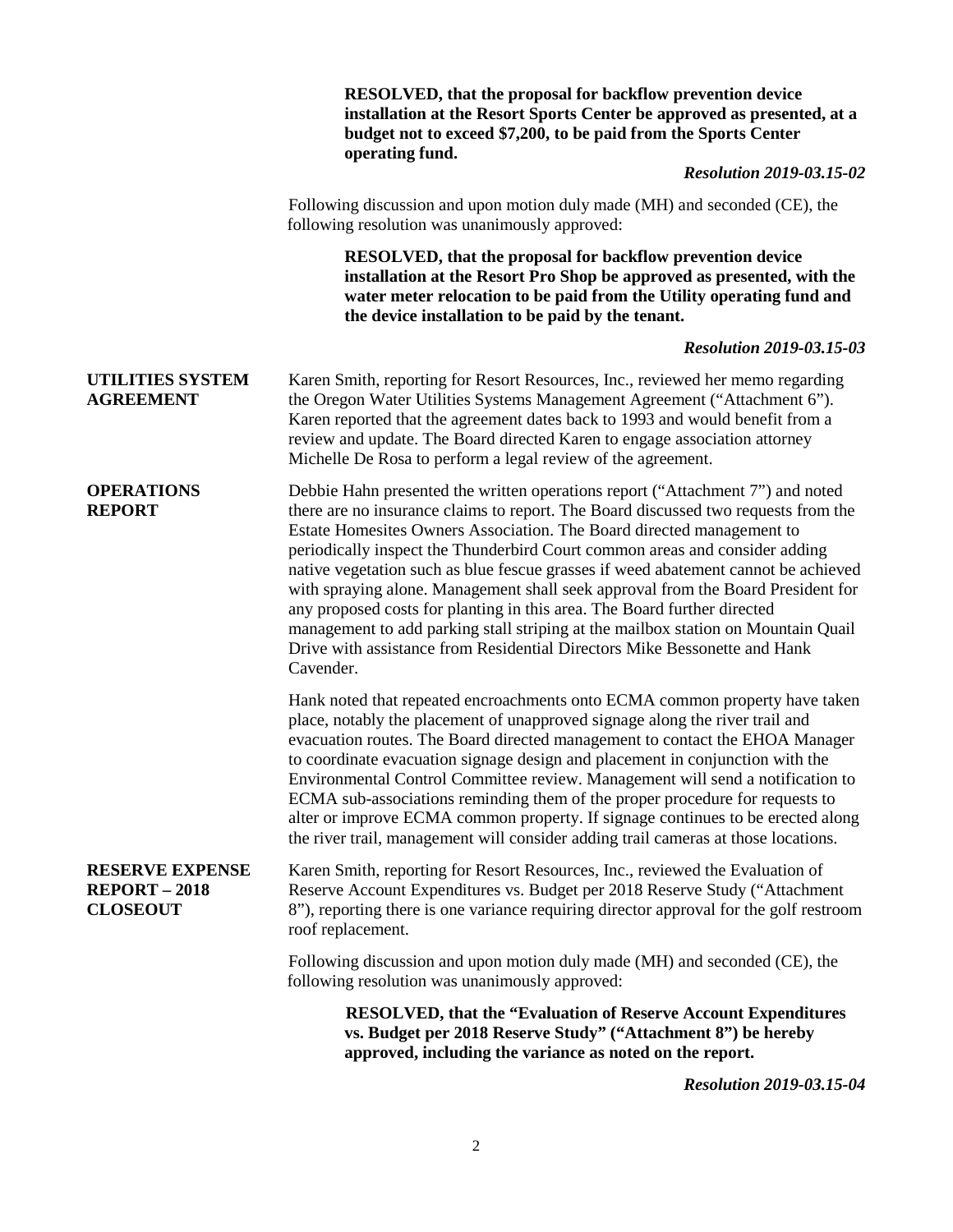**RESOLVED, that the proposal for backflow prevention device installation at the Resort Sports Center be approved as presented, at a budget not to exceed $7,200, to be paid from the Sports Center operating fund.**

***Resolution 2019-03.15-02***

Following discussion and upon motion duly made (MH) and seconded (CE), the following resolution was unanimously approved:

**RESOLVED, that the proposal for backflow prevention device installation at the Resort Pro Shop be approved as presented, with the water meter relocation to be paid from the Utility operating fund and the device installation to be paid by the tenant.**

***Resolution 2019-03.15-03***

**UTILITIES SYSTEM AGREEMENT**

Karen Smith, reporting for Resort Resources, Inc., reviewed her memo regarding the Oregon Water Utilities Systems Management Agreement ("Attachment 6"). Karen reported that the agreement dates back to 1993 and would benefit from a review and update. The Board directed Karen to engage association attorney Michelle De Rosa to perform a legal review of the agreement.

**OPERATIONS REPORT**

Debbie Hahn presented the written operations report ("Attachment 7") and noted there are no insurance claims to report. The Board discussed two requests from the Estate Homesites Owners Association. The Board directed management to periodically inspect the Thunderbird Court common areas and consider adding native vegetation such as blue fescue grasses if weed abatement cannot be achieved with spraying alone. Management shall seek approval from the Board President for any proposed costs for planting in this area. The Board further directed management to add parking stall striping at the mailbox station on Mountain Quail Drive with assistance from Residential Directors Mike Bessonette and Hank Cavender.

Hank noted that repeated encroachments onto ECMA common property have taken place, notably the placement of unapproved signage along the river trail and evacuation routes. The Board directed management to contact the EHOA Manager to coordinate evacuation signage design and placement in conjunction with the Environmental Control Committee review. Management will send a notification to ECMA sub-associations reminding them of the proper procedure for requests to alter or improve ECMA common property. If signage continues to be erected along the river trail, management will consider adding trail cameras at those locations.

**RESERVE EXPENSE REPORT – 2018 CLOSEOUT**

Karen Smith, reporting for Resort Resources, Inc., reviewed the Evaluation of Reserve Account Expenditures vs. Budget per 2018 Reserve Study ("Attachment 8"), reporting there is one variance requiring director approval for the golf restroom roof replacement.

Following discussion and upon motion duly made (MH) and seconded (CE), the following resolution was unanimously approved:

**RESOLVED, that the "Evaluation of Reserve Account Expenditures vs. Budget per 2018 Reserve Study" ("Attachment 8") be hereby approved, including the variance as noted on the report.**

***Resolution 2019-03.15-04***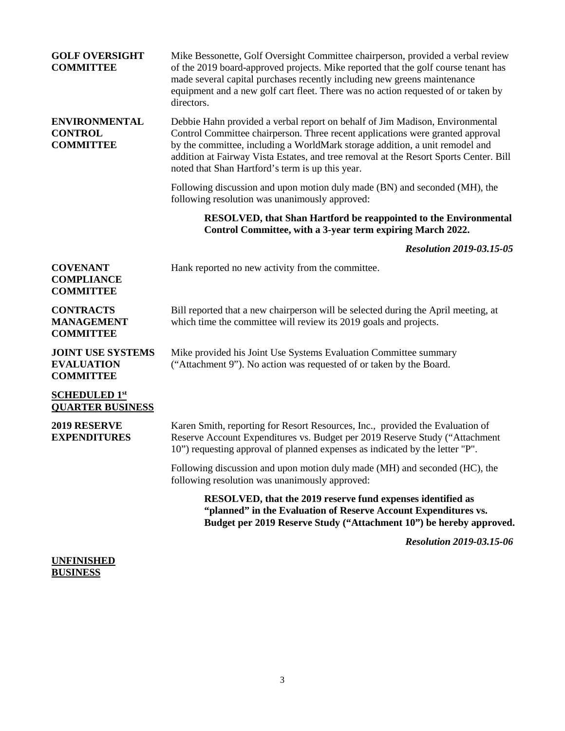**GOLF OVERSIGHT COMMITTEE**

Mike Bessonette, Golf Oversight Committee chairperson, provided a verbal review of the 2019 board-approved projects. Mike reported that the golf course tenant has made several capital purchases recently including new greens maintenance equipment and a new golf cart fleet. There was no action requested of or taken by directors.

**ENVIRONMENTAL CONTROL COMMITTEE**

Debbie Hahn provided a verbal report on behalf of Jim Madison, Environmental Control Committee chairperson. Three recent applications were granted approval by the committee, including a WorldMark storage addition, a unit remodel and addition at Fairway Vista Estates, and tree removal at the Resort Sports Center. Bill noted that Shan Hartford's term is up this year.

Following discussion and upon motion duly made (BN) and seconded (MH), the following resolution was unanimously approved:

> **RESOLVED, that Shan Hartford be reappointed to the Environmental Control Committee, with a 3-year term expiring March 2022.**

***Resolution 2019-03.15-05***

**COVENANT COMPLIANCE COMMITTEE**

Hank reported no new activity from the committee.

**CONTRACTS MANAGEMENT COMMITTEE**

Bill reported that a new chairperson will be selected during the April meeting, at which time the committee will review its 2019 goals and projects.

**JOINT USE SYSTEMS EVALUATION COMMITTEE**

Mike provided his Joint Use Systems Evaluation Committee summary ("Attachment 9"). No action was requested of or taken by the Board.

**SCHEDULED 1st QUARTER BUSINESS**

**2019 RESERVE EXPENDITURES**

Karen Smith, reporting for Resort Resources, Inc., provided the Evaluation of Reserve Account Expenditures vs. Budget per 2019 Reserve Study ("Attachment 10") requesting approval of planned expenses as indicated by the letter "P".

Following discussion and upon motion duly made (MH) and seconded (HC), the following resolution was unanimously approved:

> **RESOLVED, that the 2019 reserve fund expenses identified as "planned" in the Evaluation of Reserve Account Expenditures vs. Budget per 2019 Reserve Study ("Attachment 10") be hereby approved.**

***Resolution 2019-03.15-06***

**UNFINISHED BUSINESS**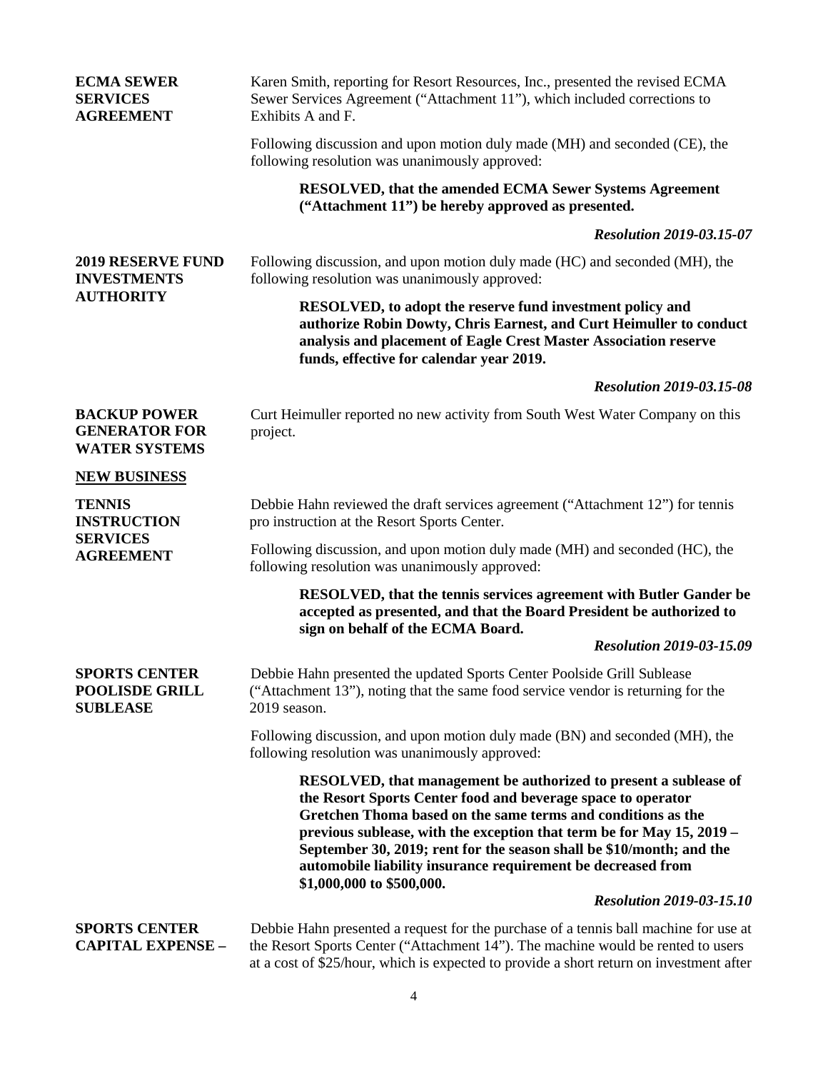**ECMA SEWER SERVICES AGREEMENT**

Karen Smith, reporting for Resort Resources, Inc., presented the revised ECMA Sewer Services Agreement ("Attachment 11"), which included corrections to Exhibits A and F.

Following discussion and upon motion duly made (MH) and seconded (CE), the following resolution was unanimously approved:

> **RESOLVED, that the amended ECMA Sewer Systems Agreement ("Attachment 11") be hereby approved as presented.**

***Resolution 2019-03.15-07***

**2019 RESERVE FUND INVESTMENTS AUTHORITY**

Following discussion, and upon motion duly made (HC) and seconded (MH), the following resolution was unanimously approved:

> **RESOLVED, to adopt the reserve fund investment policy and authorize Robin Dowty, Chris Earnest, and Curt Heimuller to conduct analysis and placement of Eagle Crest Master Association reserve funds, effective for calendar year 2019.**

***Resolution 2019-03.15-08***

**BACKUP POWER GENERATOR FOR WATER SYSTEMS**

Curt Heimuller reported no new activity from South West Water Company on this project.

## NEW BUSINESS

**TENNIS INSTRUCTION SERVICES AGREEMENT**

Debbie Hahn reviewed the draft services agreement ("Attachment 12") for tennis pro instruction at the Resort Sports Center.

Following discussion, and upon motion duly made (MH) and seconded (HC), the following resolution was unanimously approved:

> **RESOLVED, that the tennis services agreement with Butler Gander be accepted as presented, and that the Board President be authorized to sign on behalf of the ECMA Board.**

***Resolution 2019-03-15.09***

**SPORTS CENTER POOLISDE GRILL SUBLEASE**

Debbie Hahn presented the updated Sports Center Poolside Grill Sublease ("Attachment 13"), noting that the same food service vendor is returning for the 2019 season.

Following discussion, and upon motion duly made (BN) and seconded (MH), the following resolution was unanimously approved:

> **RESOLVED, that management be authorized to present a sublease of the Resort Sports Center food and beverage space to operator Gretchen Thoma based on the same terms and conditions as the previous sublease, with the exception that term be for May 15, 2019 – September 30, 2019; rent for the season shall be $10/month; and the automobile liability insurance requirement be decreased from $1,000,000 to $500,000.**

***Resolution 2019-03-15.10***

**SPORTS CENTER CAPITAL EXPENSE –**

Debbie Hahn presented a request for the purchase of a tennis ball machine for use at the Resort Sports Center ("Attachment 14"). The machine would be rented to users at a cost of $25/hour, which is expected to provide a short return on investment after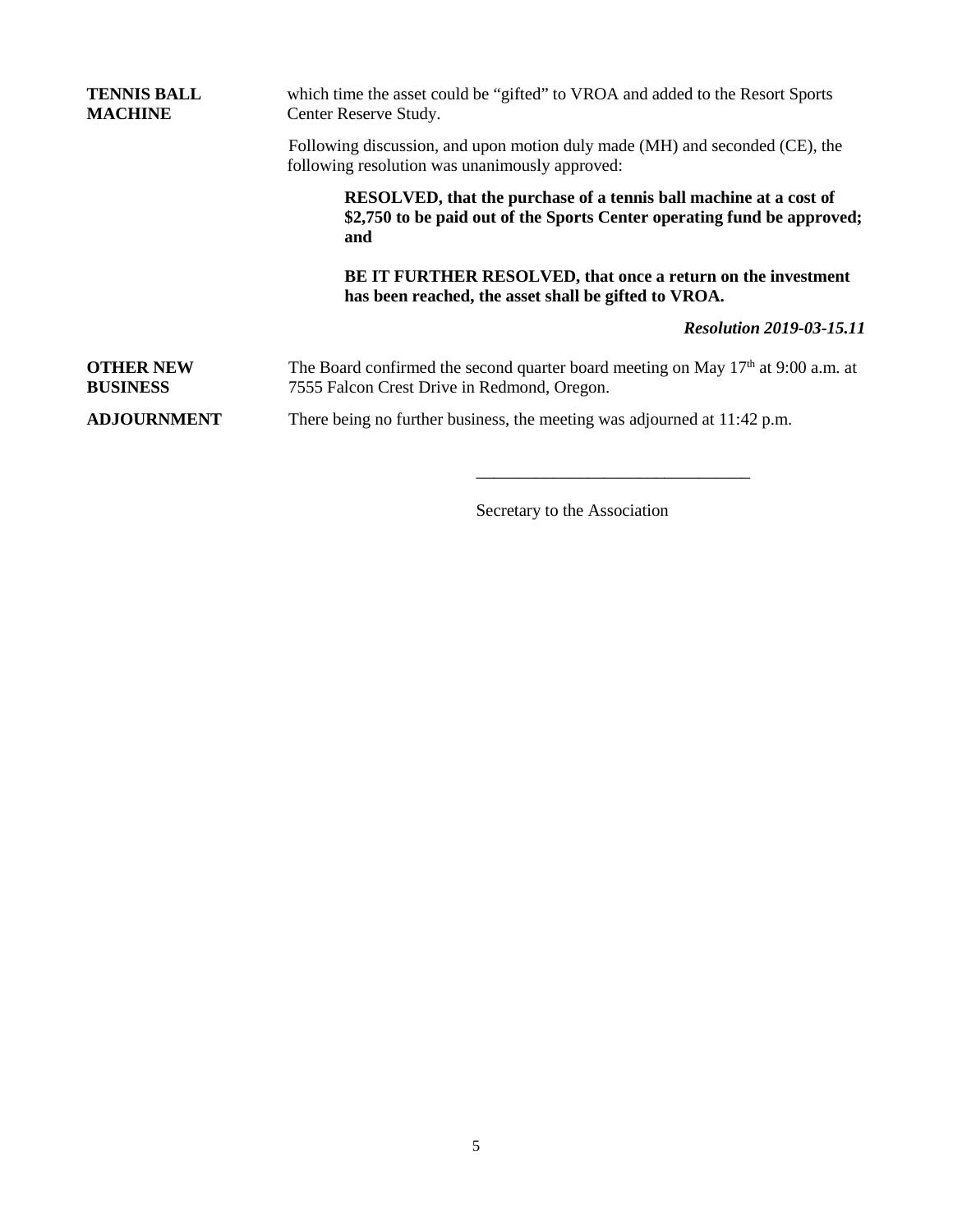**TENNIS BALL MACHINE**

which time the asset could be "gifted" to VROA and added to the Resort Sports Center Reserve Study.

Following discussion, and upon motion duly made (MH) and seconded (CE), the following resolution was unanimously approved:

> **RESOLVED, that the purchase of a tennis ball machine at a cost of $2,750 to be paid out of the Sports Center operating fund be approved; and**
>
> **BE IT FURTHER RESOLVED, that once a return on the investment has been reached, the asset shall be gifted to VROA.**

***Resolution 2019-03-15.11***

**OTHER NEW BUSINESS**

The Board confirmed the second quarter board meeting on May 17th at 9:00 a.m. at 7555 Falcon Crest Drive in Redmond, Oregon.

**ADJOURNMENT**

There being no further business, the meeting was adjourned at 11:42 p.m.

\_\_\_\_\_\_\_\_\_\_\_\_\_\_\_\_\_\_\_\_\_\_\_\_\_\_\_\_\_\_\_\_\_

Secretary to the Association